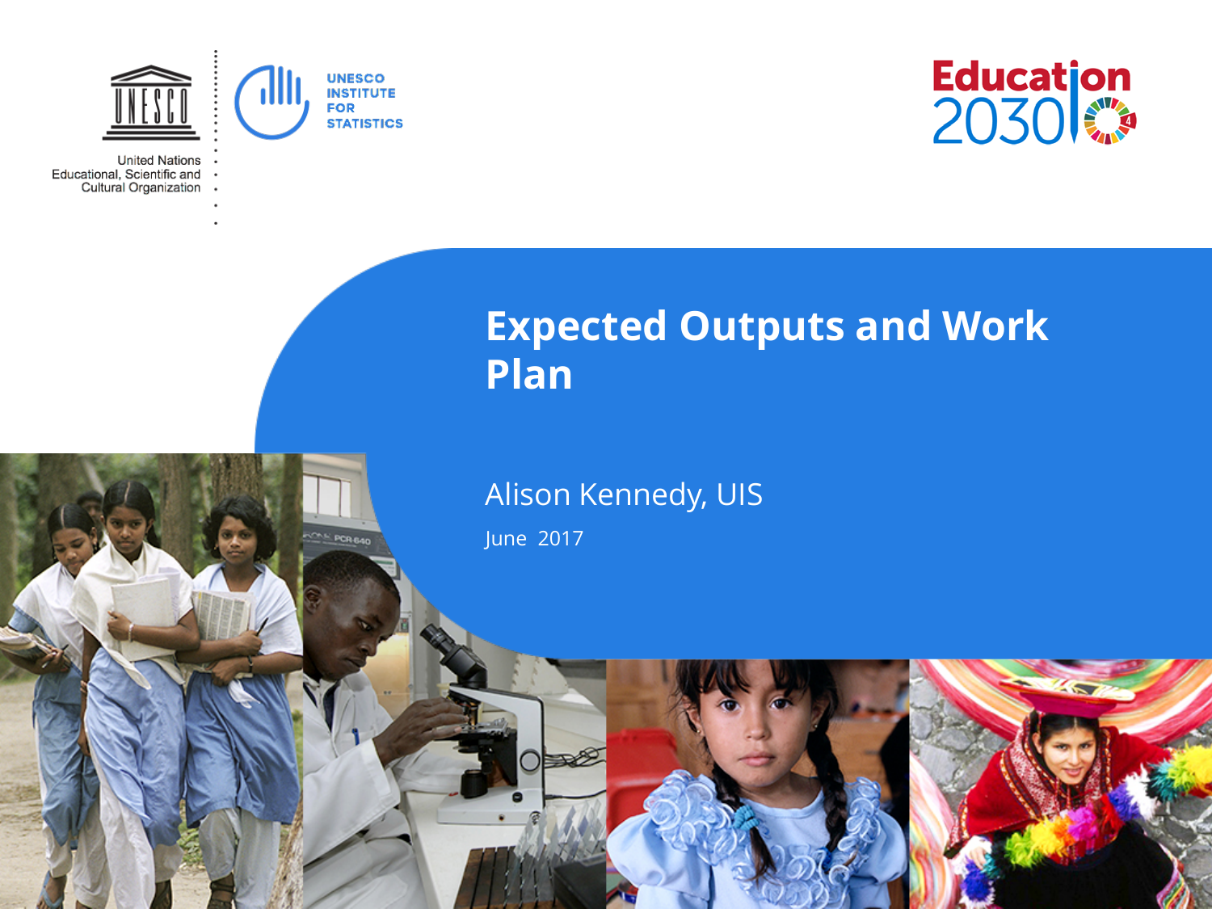United Nations Educational, Scientific and Cultural Organization

UNESCO INSTITUTE FOR STATISTICS

Education 2030

# Expected Outputs and Work Plan

Alison Kennedy, UIS

June 2017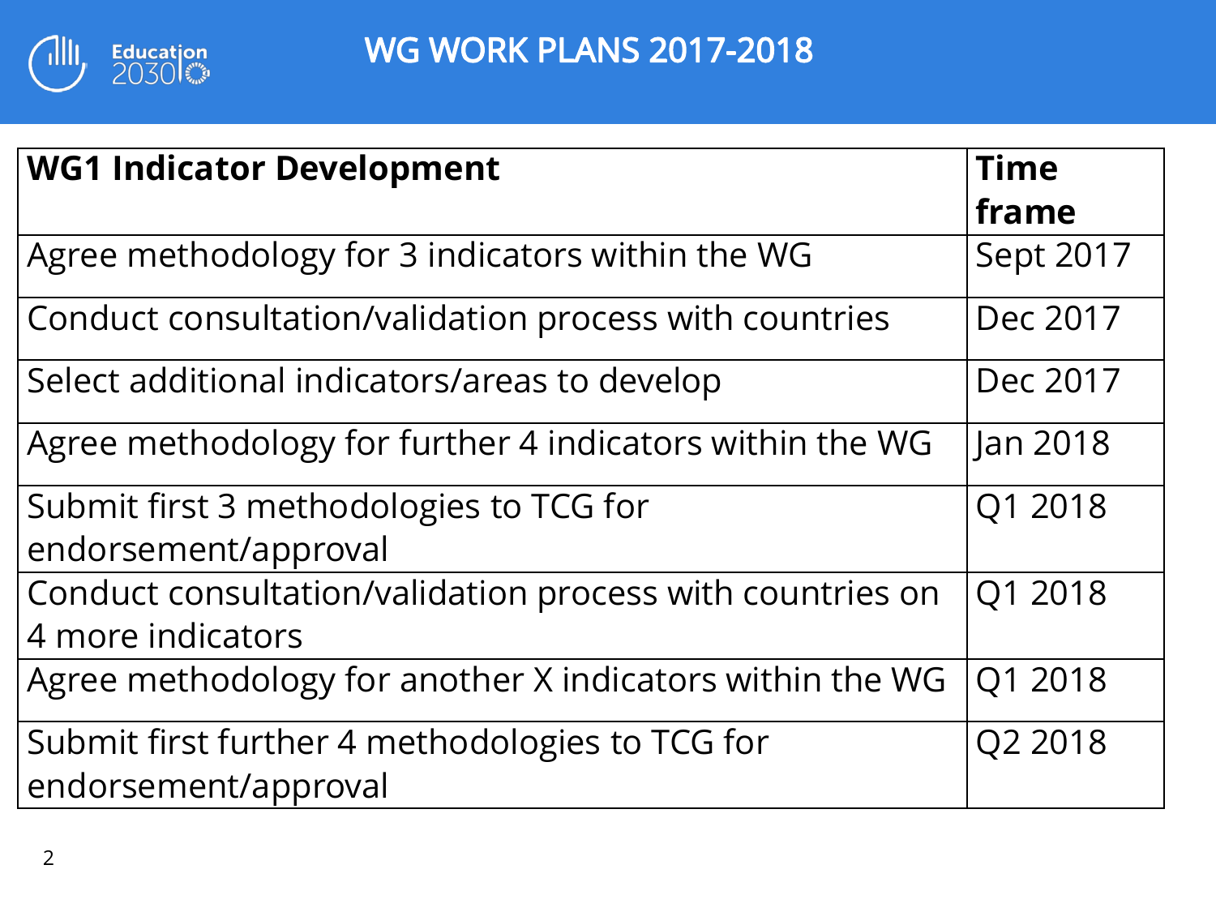# WG WORK PLANS 2017-2018

| WG1 Indicator Development | Time frame |
|---|---|
| Agree methodology for 3 indicators within the WG | Sept 2017 |
| Conduct consultation/validation process with countries | Dec 2017 |
| Select additional indicators/areas to develop | Dec 2017 |
| Agree methodology for further 4 indicators within the WG | Jan 2018 |
| Submit first 3 methodologies to TCG for endorsement/approval | Q1 2018 |
| Conduct consultation/validation process with countries on 4 more indicators | Q1 2018 |
| Agree methodology for another X indicators within the WG | Q1 2018 |
| Submit first further 4 methodologies to TCG for endorsement/approval | Q2 2018 |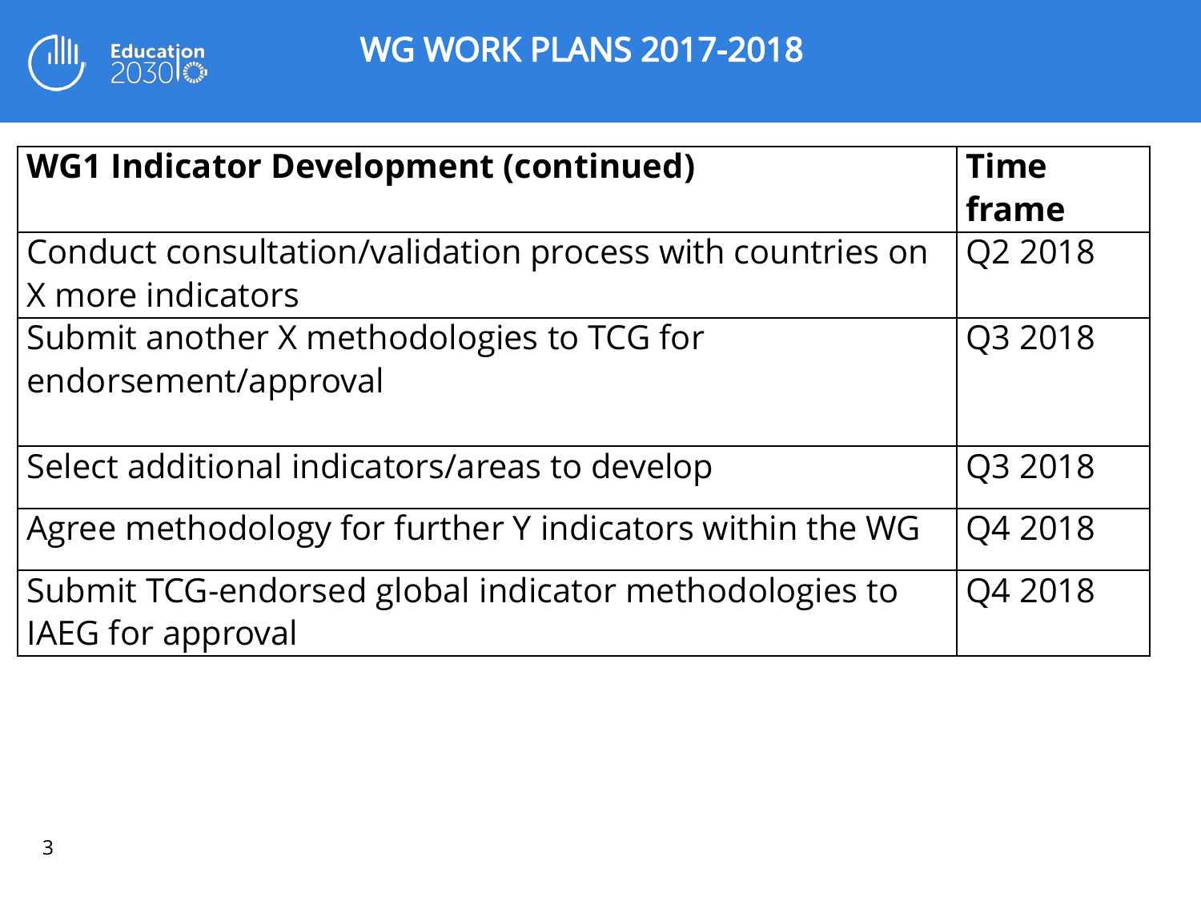# WG WORK PLANS 2017-2018

| WG1 Indicator Development (continued) | Time frame |
| --- | --- |
| Conduct consultation/validation process with countries on X more indicators | Q2 2018 |
| Submit another X methodologies to TCG for endorsement/approval | Q3 2018 |
| Select additional indicators/areas to develop | Q3 2018 |
| Agree methodology for further Y indicators within the WG | Q4 2018 |
| Submit TCG-endorsed global indicator methodologies to IAEG for approval | Q4 2018 |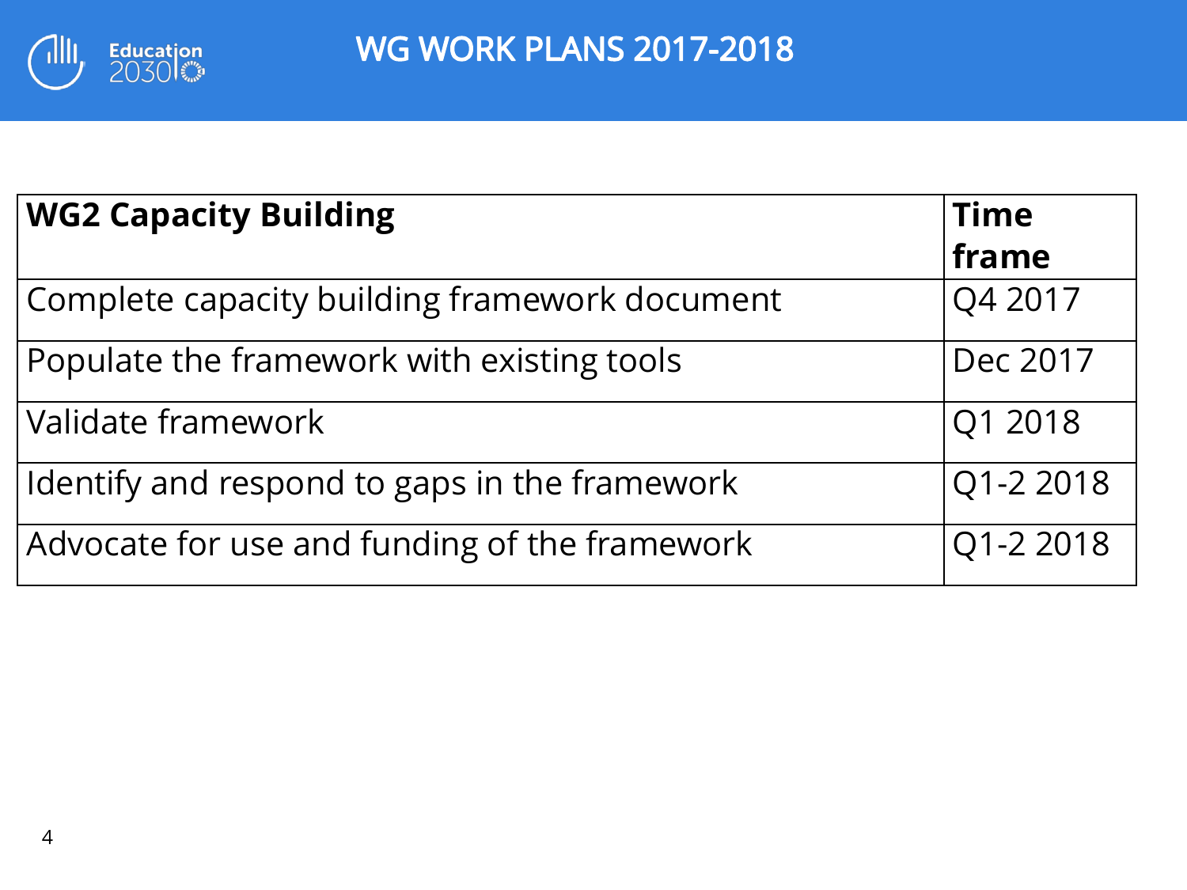# WG WORK PLANS 2017-2018

| **WG2 Capacity Building** | **Time frame** |
|---|---|
| Complete capacity building framework document | Q4 2017 |
| Populate the framework with existing tools | Dec 2017 |
| Validate framework | Q1 2018 |
| Identify and respond to gaps in the framework | Q1-2 2018 |
| Advocate for use and funding of the framework | Q1-2 2018 |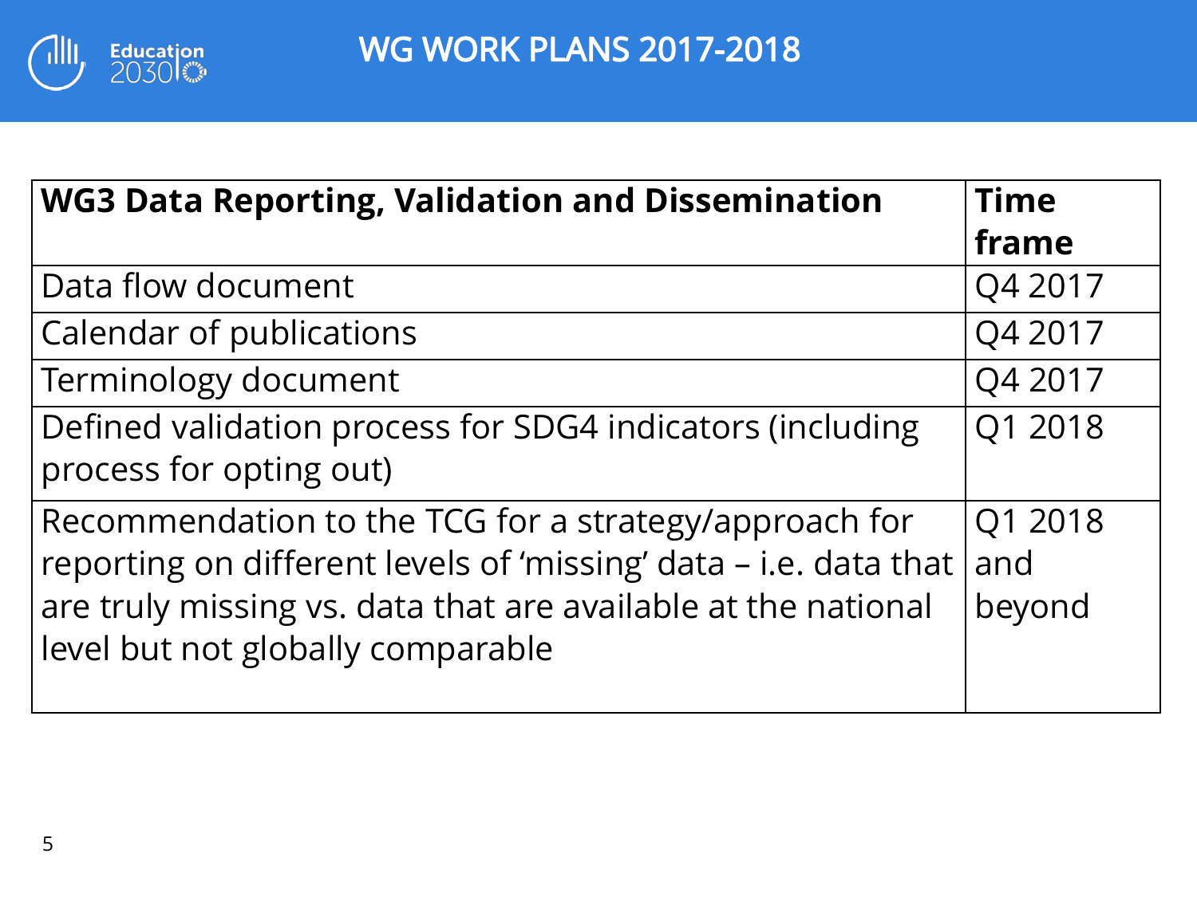# WG WORK PLANS 2017-2018

| WG3 Data Reporting, Validation and Dissemination | Time frame |
| --- | --- |
| Data flow document | Q4 2017 |
| Calendar of publications | Q4 2017 |
| Terminology document | Q4 2017 |
| Defined validation process for SDG4 indicators (including process for opting out) | Q1 2018 |
| Recommendation to the TCG for a strategy/approach for reporting on different levels of 'missing' data – i.e. data that are truly missing vs. data that are available at the national level but not globally comparable | Q1 2018 and beyond |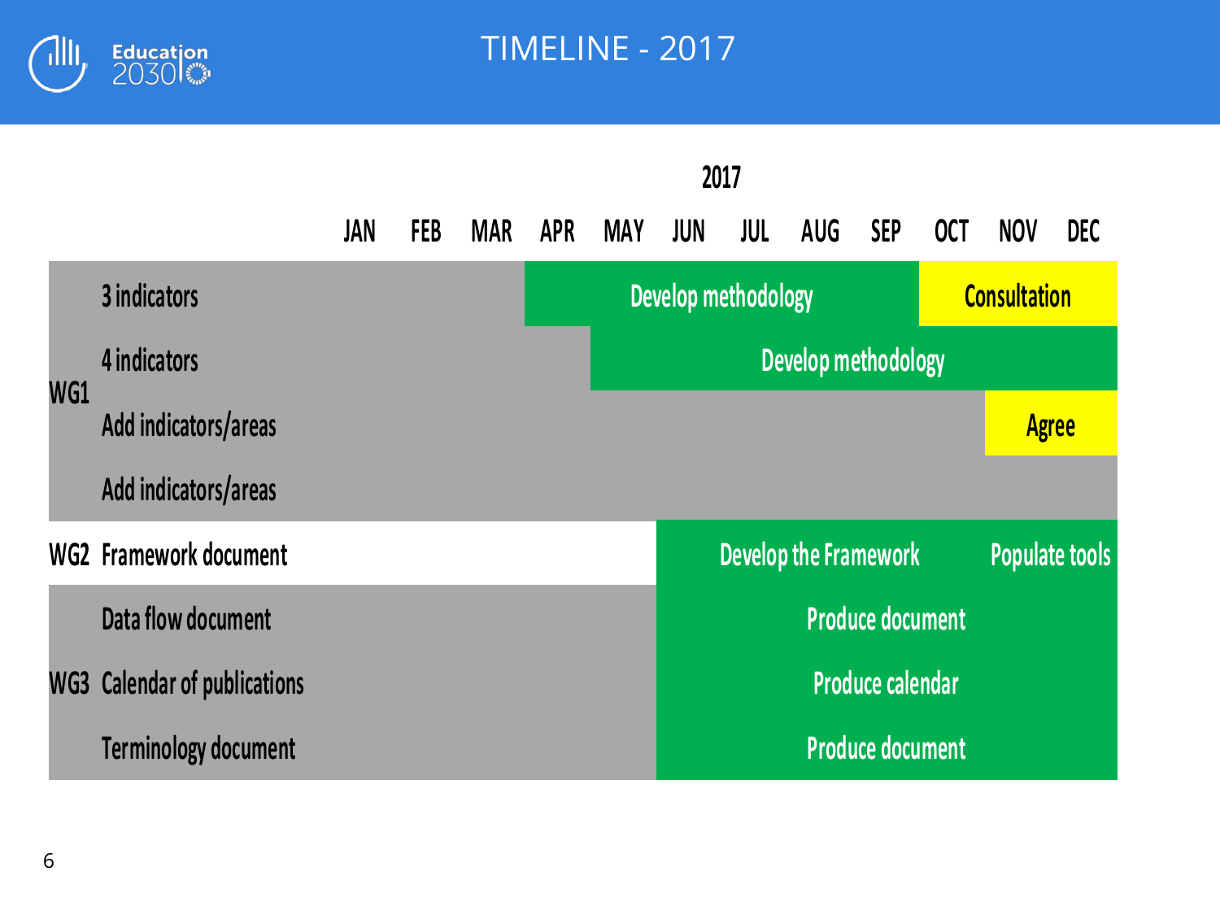# TIMELINE - 2017

| | | 2017 | | | | | | | | | | | |
|---|---|---|---|---|---|---|---|---|---|---|---|---|---|
| | | JAN | FEB | MAR | APR | MAY | JUN | JUL | AUG | SEP | OCT | NOV | DEC |
| WG1 | 3 indicators | | | | Develop methodology | | | | | | Consultation | | |
| | 4 indicators | | | | | Develop methodology | | | | | | | |
| | Add indicators/areas | | | | | | | | | | | Agree | |
| | Add indicators/areas | | | | | | | | | | | | |
| WG2 | Framework document | | | | | | Develop the Framework | | | | | Populate tools | |
| WG3 | Data flow document | | | | | | Produce document | | | | | | |
| | Calendar of publications | | | | | | Produce calendar | | | | | | |
| | Terminology document | | | | | | Produce document | | | | | | |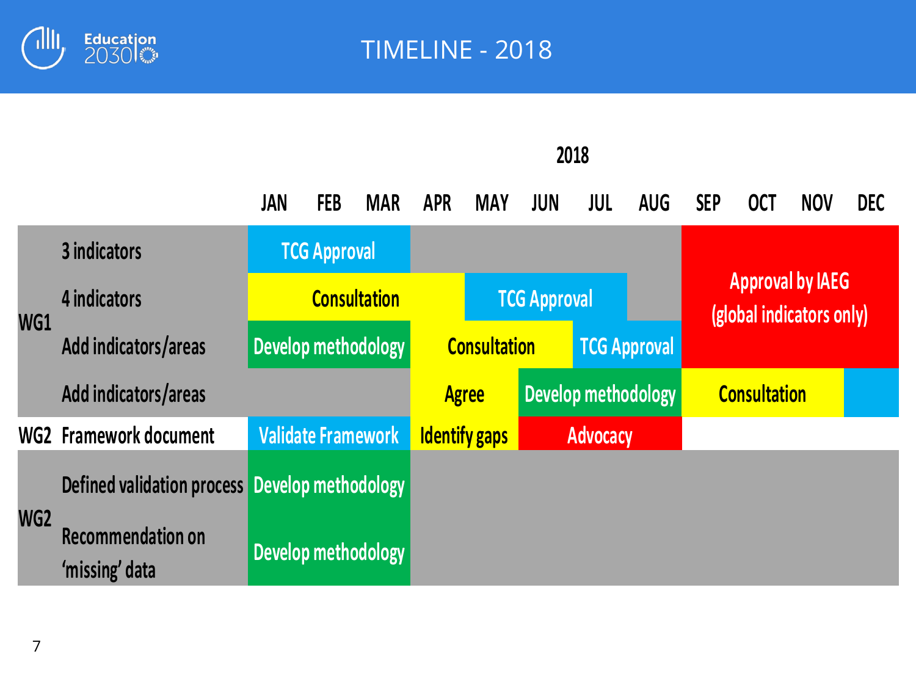# TIMELINE - 2018

| | | JAN | FEB | MAR | APR | MAY | JUN | JUL | AUG | SEP | OCT | NOV | DEC |
|---|---|---|---|---|---|---|---|---|---|---|---|---|---|
| WG1 | 3 indicators | TCG Approval | | | | | | | | Approval by IAEG (global indicators only) | | | |
| | 4 indicators | Consultation | | | | TCG Approval | | | | | | | |
| | Add indicators/areas | Develop methodology | | | Consultation | | | TCG Approval | | | | | |
| | Add indicators/areas | | | | Agree | | Develop methodology | | | Consultation | | | |
| WG2 | Framework document | Validate Framework | | | Identify gaps | | Advocacy | | | | | | |
| WG2 | Defined validation process | Develop methodology | | | | | | | | | | | |
| | Recommendation on 'missing' data | Develop methodology | | | | | | | | | | | |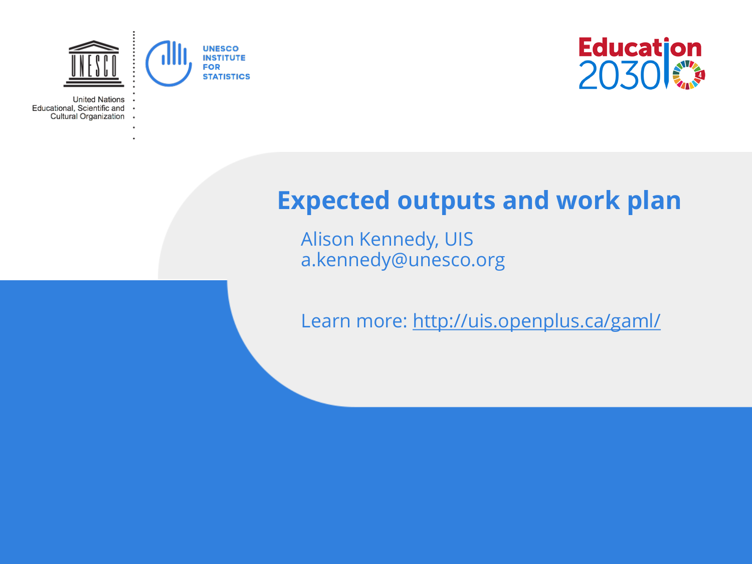UNESCO

United Nations Educational, Scientific and Cultural Organization

UNESCO INSTITUTE FOR STATISTICS

Education 2030

# Expected outputs and work plan

Alison Kennedy, UIS
a.kennedy@unesco.org

Learn more: http://uis.openplus.ca/gaml/